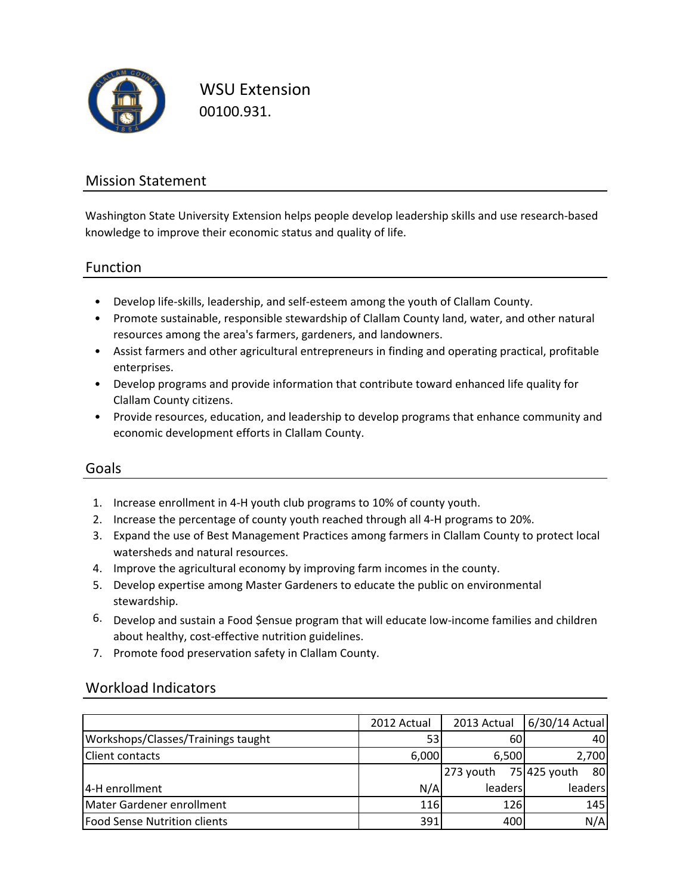# WSU Extension

00100.931.

## Mission Statement

Washington State University Extension helps people develop leadership skills and use research-based knowledge to improve their economic status and quality of life.

## Function

- Develop life-skills, leadership, and self-esteem among the youth of Clallam County.
- Promote sustainable, responsible stewardship of Clallam County land, water, and other natural resources among the area's farmers, gardeners, and landowners.
- Assist farmers and other agricultural entrepreneurs in finding and operating practical, profitable enterprises.
- Develop programs and provide information that contribute toward enhanced life quality for Clallam County citizens.
- Provide resources, education, and leadership to develop programs that enhance community and economic development efforts in Clallam County.

## Goals

1. Increase enrollment in 4-H youth club programs to 10% of county youth.
2. Increase the percentage of county youth reached through all 4-H programs to 20%.
3. Expand the use of Best Management Practices among farmers in Clallam County to protect local watersheds and natural resources.
4. Improve the agricultural economy by improving farm incomes in the county.
5. Develop expertise among Master Gardeners to educate the public on environmental stewardship.
6. Develop and sustain a Food $ensue program that will educate low-income families and children about healthy, cost-effective nutrition guidelines.
7. Promote food preservation safety in Clallam County.

## Workload Indicators

| | 2012 Actual | 2013 Actual | 6/30/14 Actual |
|---|---|---|---|
| Workshops/Classes/Trainings taught | 53 | 60 | 40 |
| Client contacts | 6,000 | 6,500 | 2,700 |
| 4-H enrollment | N/A | 273 youth 75 leaders | 425 youth 80 leaders |
| Mater Gardener enrollment | 116 | 126 | 145 |
| Food Sense Nutrition clients | 391 | 400 | N/A |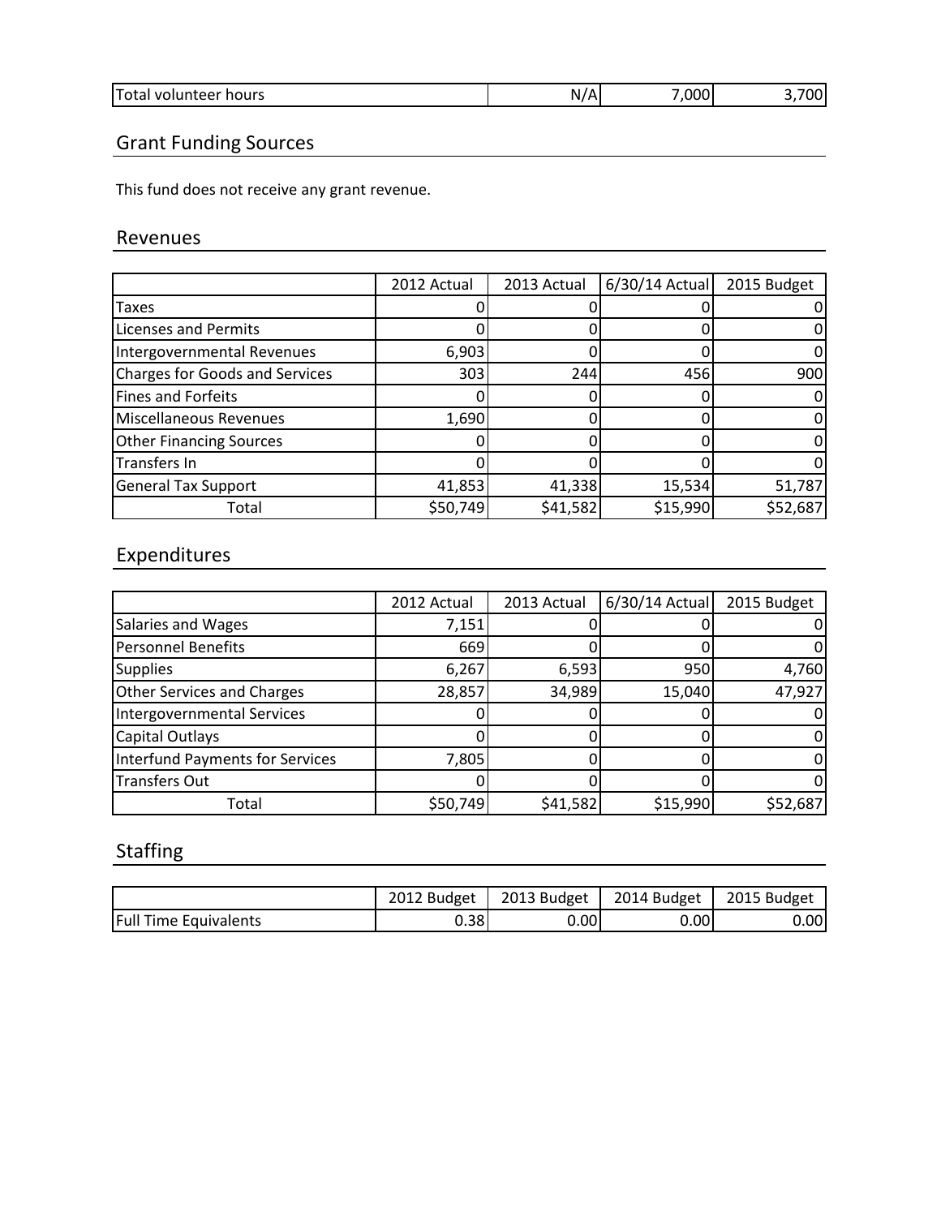| | | | |
|---|---|---|---|
| Total volunteer hours | N/A | 7,000 | 3,700 |

## Grant Funding Sources

This fund does not receive any grant revenue.

## Revenues

| | 2012 Actual | 2013 Actual | 6/30/14 Actual | 2015 Budget |
|---|---|---|---|---|
| Taxes | 0 | 0 | 0 | 0 |
| Licenses and Permits | 0 | 0 | 0 | 0 |
| Intergovernmental Revenues | 6,903 | 0 | 0 | 0 |
| Charges for Goods and Services | 303 | 244 | 456 | 900 |
| Fines and Forfeits | 0 | 0 | 0 | 0 |
| Miscellaneous Revenues | 1,690 | 0 | 0 | 0 |
| Other Financing Sources | 0 | 0 | 0 | 0 |
| Transfers In | 0 | 0 | 0 | 0 |
| General Tax Support | 41,853 | 41,338 | 15,534 | 51,787 |
| Total | $50,749 | $41,582 | $15,990 | $52,687 |

## Expenditures

| | 2012 Actual | 2013 Actual | 6/30/14 Actual | 2015 Budget |
|---|---|---|---|---|
| Salaries and Wages | 7,151 | 0 | 0 | 0 |
| Personnel Benefits | 669 | 0 | 0 | 0 |
| Supplies | 6,267 | 6,593 | 950 | 4,760 |
| Other Services and Charges | 28,857 | 34,989 | 15,040 | 47,927 |
| Intergovernmental Services | 0 | 0 | 0 | 0 |
| Capital Outlays | 0 | 0 | 0 | 0 |
| Interfund Payments for Services | 7,805 | 0 | 0 | 0 |
| Transfers Out | 0 | 0 | 0 | 0 |
| Total | $50,749 | $41,582 | $15,990 | $52,687 |

## Staffing

| | 2012 Budget | 2013 Budget | 2014 Budget | 2015 Budget |
|---|---|---|---|---|
| Full Time Equivalents | 0.38 | 0.00 | 0.00 | 0.00 |